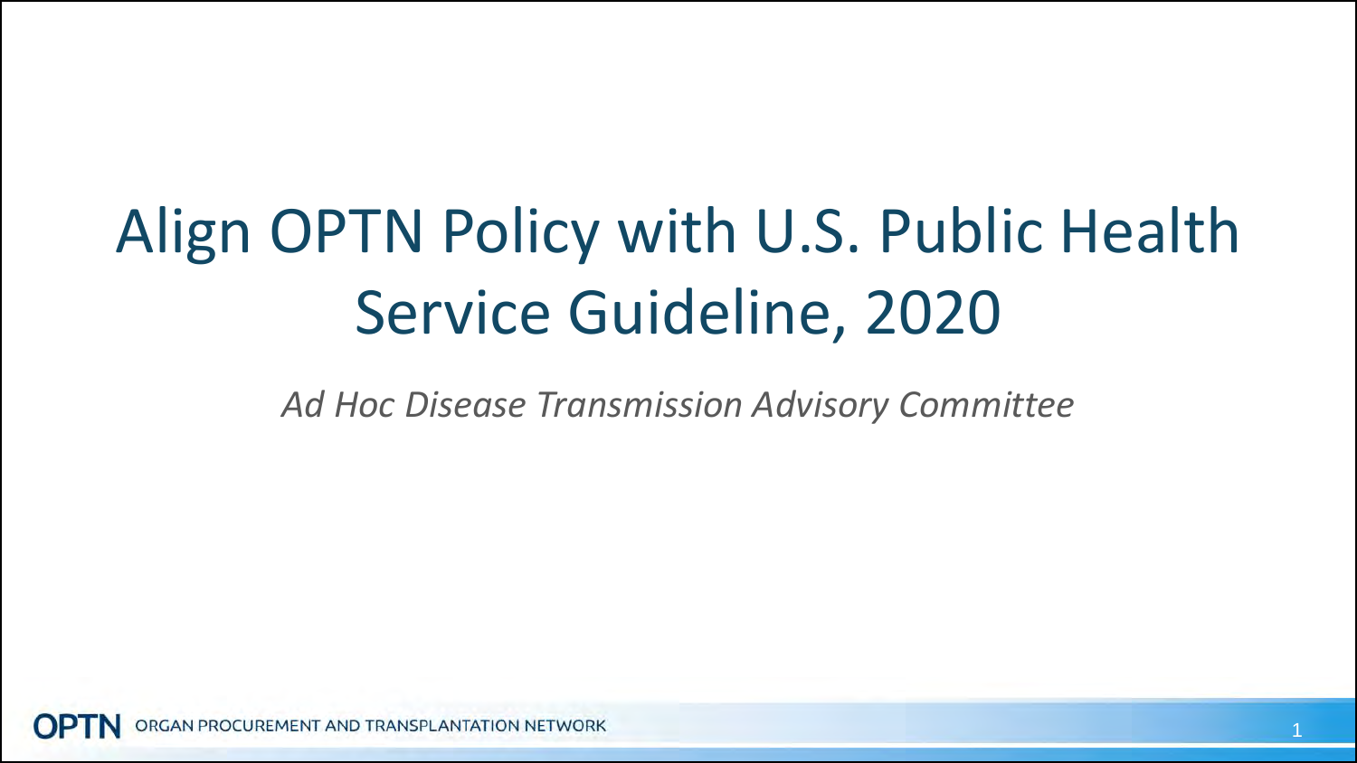# Align OPTN Policy with U.S. Public Health Service Guideline, 2020

*Ad Hoc Disease Transmission Advisory Committee*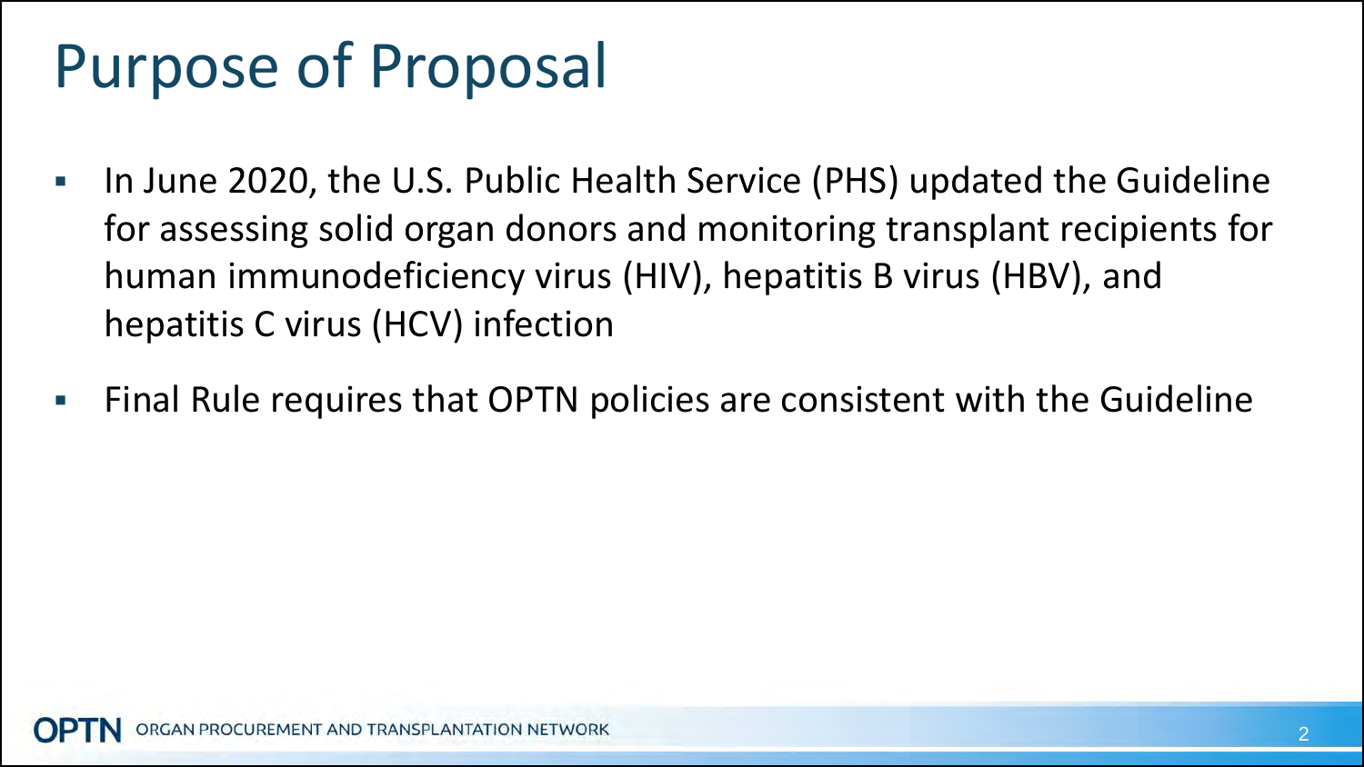# Purpose of Proposal

- In June 2020, the U.S. Public Health Service (PHS) updated the Guideline for assessing solid organ donors and monitoring transplant recipients for human immunodeficiency virus (HIV), hepatitis B virus (HBV), and hepatitis C virus (HCV) infection
- Final Rule requires that OPTN policies are consistent with the Guideline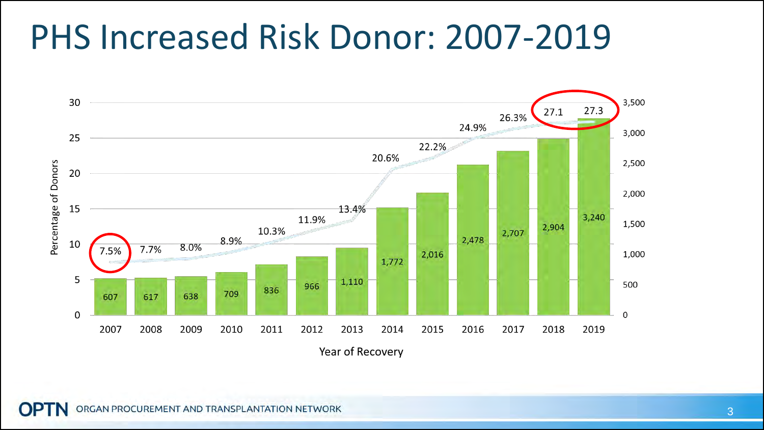# PHS Increased Risk Donor: 2007-2019

| Year of Recovery | Number of Donors | Percentage of Donors |
|---|---|---|
| 2007 | 607 | 7.5% |
| 2008 | 617 | 7.7% |
| 2009 | 638 | 8.0% |
| 2010 | 709 | 8.9% |
| 2011 | 836 | 10.3% |
| 2012 | 966 | 11.9% |
| 2013 | 1,110 | 13.4% |
| 2014 | 1,772 | 20.6% |
| 2015 | 2,016 | 22.2% |
| 2016 | 2,478 | 24.9% |
| 2017 | 2,707 | 26.3% |
| 2018 | 2,904 | 27.1 |
| 2019 | 3,240 | 27.3 |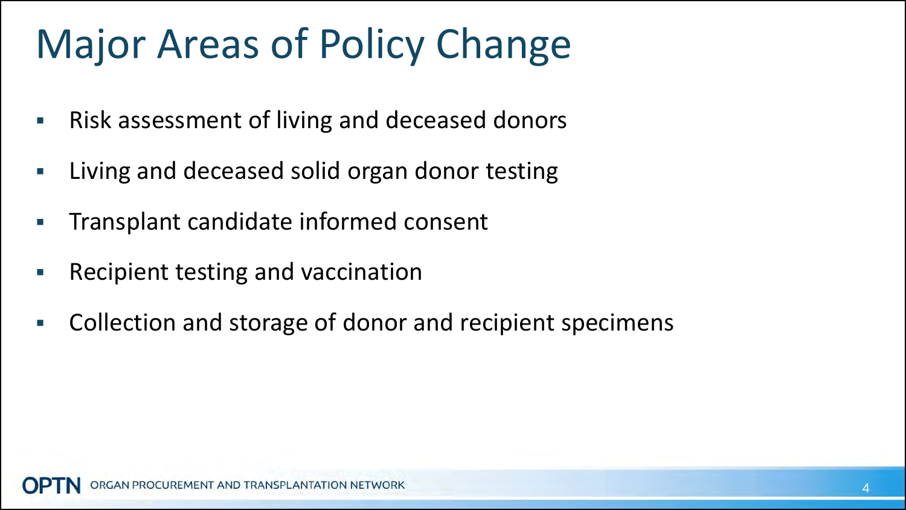# Major Areas of Policy Change

- Risk assessment of living and deceased donors
- Living and deceased solid organ donor testing
- Transplant candidate informed consent
- Recipient testing and vaccination
- Collection and storage of donor and recipient specimens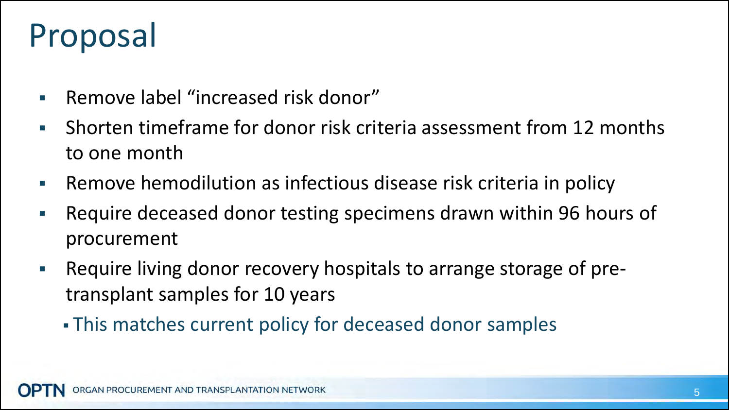# Proposal

- Remove label "increased risk donor"
- Shorten timeframe for donor risk criteria assessment from 12 months to one month
- Remove hemodilution as infectious disease risk criteria in policy
- Require deceased donor testing specimens drawn within 96 hours of procurement
- Require living donor recovery hospitals to arrange storage of pre-transplant samples for 10 years
  - This matches current policy for deceased donor samples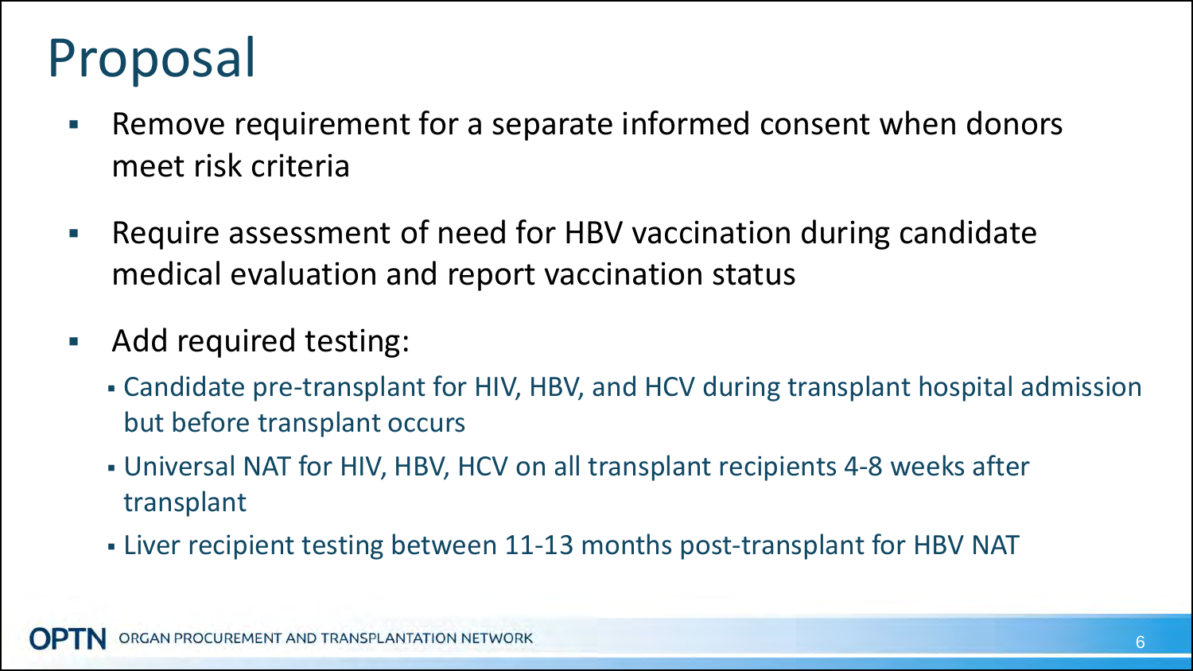# Proposal

- Remove requirement for a separate informed consent when donors meet risk criteria
- Require assessment of need for HBV vaccination during candidate medical evaluation and report vaccination status
- Add required testing:
  - Candidate pre-transplant for HIV, HBV, and HCV during transplant hospital admission but before transplant occurs
  - Universal NAT for HIV, HBV, HCV on all transplant recipients 4-8 weeks after transplant
  - Liver recipient testing between 11-13 months post-transplant for HBV NAT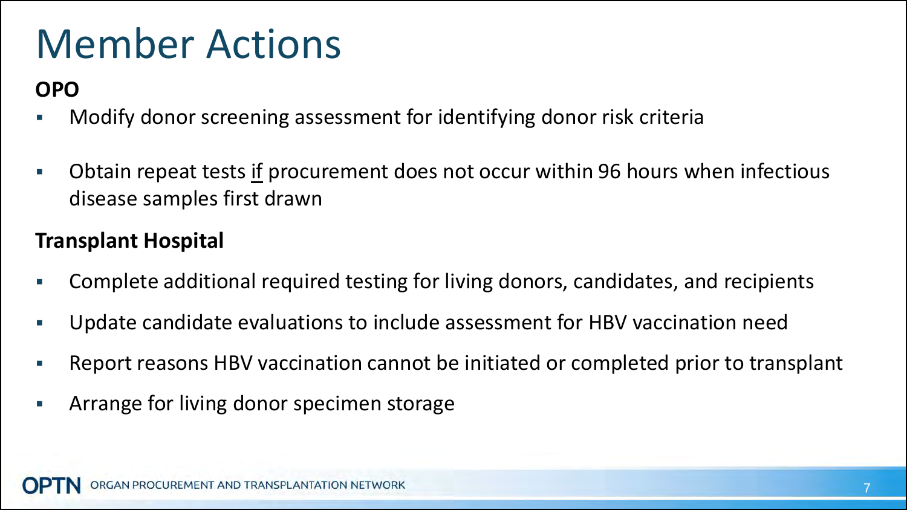# Member Actions

**OPO**

- Modify donor screening assessment for identifying donor risk criteria
- Obtain repeat tests <u>if</u> procurement does not occur within 96 hours when infectious disease samples first drawn

**Transplant Hospital**

- Complete additional required testing for living donors, candidates, and recipients
- Update candidate evaluations to include assessment for HBV vaccination need
- Report reasons HBV vaccination cannot be initiated or completed prior to transplant
- Arrange for living donor specimen storage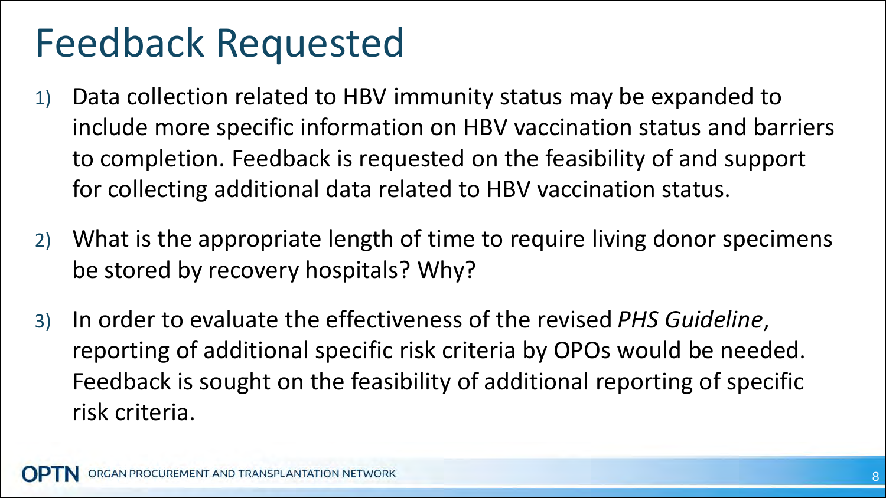# Feedback Requested

1) Data collection related to HBV immunity status may be expanded to include more specific information on HBV vaccination status and barriers to completion. Feedback is requested on the feasibility of and support for collecting additional data related to HBV vaccination status.
2) What is the appropriate length of time to require living donor specimens be stored by recovery hospitals? Why?
3) In order to evaluate the effectiveness of the revised *PHS Guideline*, reporting of additional specific risk criteria by OPOs would be needed. Feedback is sought on the feasibility of additional reporting of specific risk criteria.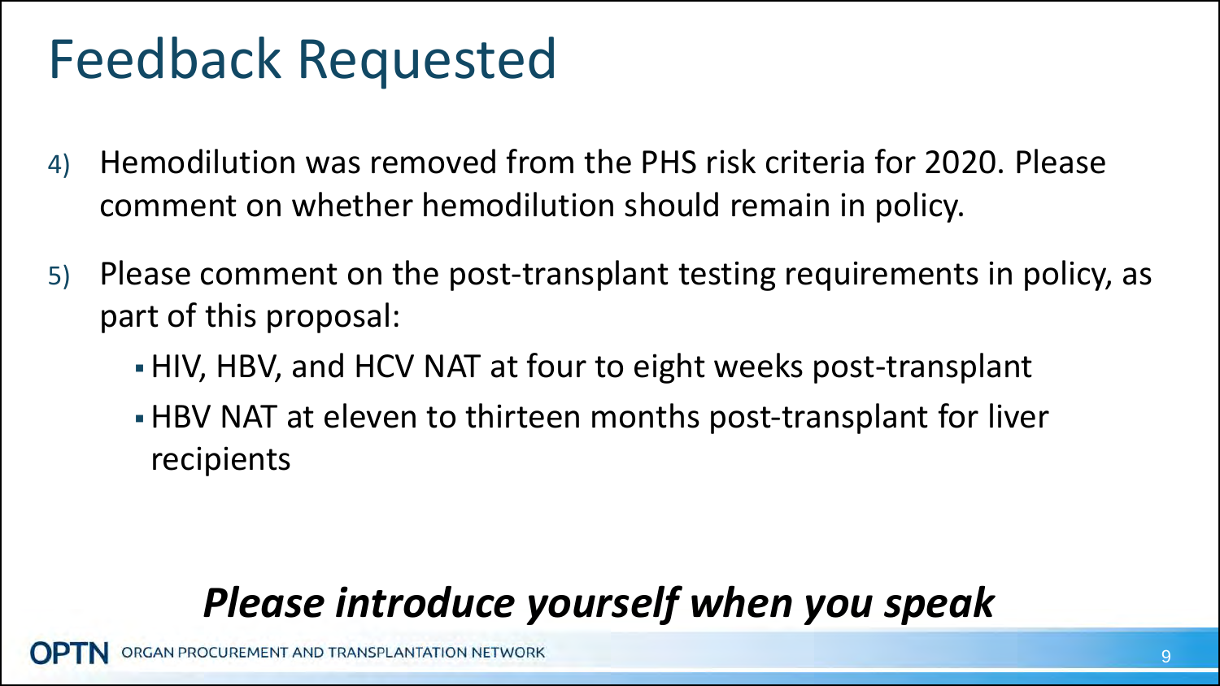# Feedback Requested

4) Hemodilution was removed from the PHS risk criteria for 2020. Please comment on whether hemodilution should remain in policy.

5) Please comment on the post-transplant testing requirements in policy, as part of this proposal:
   - HIV, HBV, and HCV NAT at four to eight weeks post-transplant
   - HBV NAT at eleven to thirteen months post-transplant for liver recipients

***Please introduce yourself when you speak***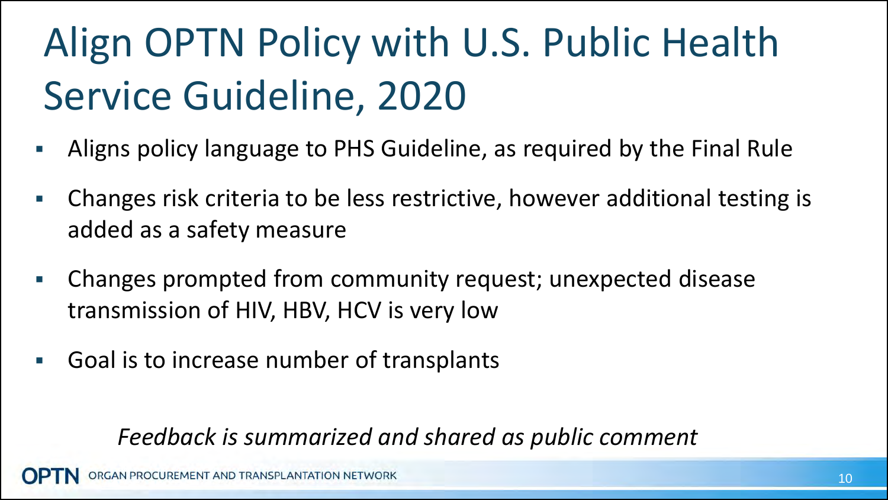# Align OPTN Policy with U.S. Public Health Service Guideline, 2020

- Aligns policy language to PHS Guideline, as required by the Final Rule
- Changes risk criteria to be less restrictive, however additional testing is added as a safety measure
- Changes prompted from community request; unexpected disease transmission of HIV, HBV, HCV is very low
- Goal is to increase number of transplants

*Feedback is summarized and shared as public comment*